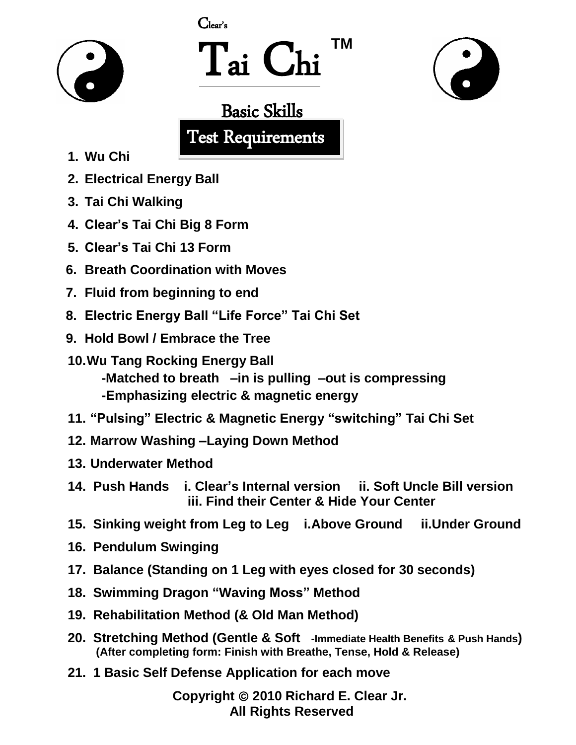Clear's

# Tai Chi ™

## Basic Skills

## Test Requirements

1. Wu Chi
2. Electrical Energy Ball
3. Tai Chi Walking
4. Clear's Tai Chi Big 8 Form
5. Clear's Tai Chi 13 Form
6. Breath Coordination with Moves
7. Fluid from beginning to end
8. Electric Energy Ball "Life Force" Tai Chi Set
9. Hold Bowl / Embrace the Tree
10. Wu Tang Rocking Energy Ball
    - -Matched to breath –in is pulling –out is compressing
    - -Emphasizing electric & magnetic energy
11. "Pulsing" Electric & Magnetic Energy "switching" Tai Chi Set
12. Marrow Washing –Laying Down Method
13. Underwater Method
14. Push Hands i. Clear's Internal version ii. Soft Uncle Bill version iii. Find their Center & Hide Your Center
15. Sinking weight from Leg to Leg i. Above Ground ii. Under Ground
16. Pendulum Swinging
17. Balance (Standing on 1 Leg with eyes closed for 30 seconds)
18. Swimming Dragon "Waving Moss" Method
19. Rehabilitation Method (& Old Man Method)
20. Stretching Method (Gentle & Soft -Immediate Health Benefits & Push Hands) (After completing form: Finish with Breathe, Tense, Hold & Release)
21. 1 Basic Self Defense Application for each move

**Copyright © 2010 Richard E. Clear Jr.**
**All Rights Reserved**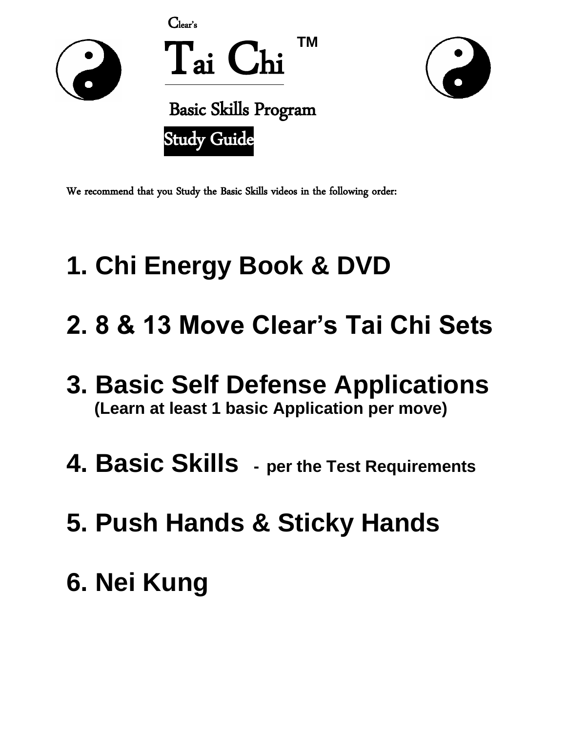Clear's

# Tai Chi ™

## Basic Skills Program

**Study Guide**

We recommend that you Study the Basic Skills videos in the following order:

## 1. Chi Energy Book & DVD

## 2. 8 & 13 Move Clear's Tai Chi Sets

## 3. Basic Self Defense Applications

**(Learn at least 1 basic Application per move)**

## 4. Basic Skills - per the Test Requirements

## 5. Push Hands & Sticky Hands

## 6. Nei Kung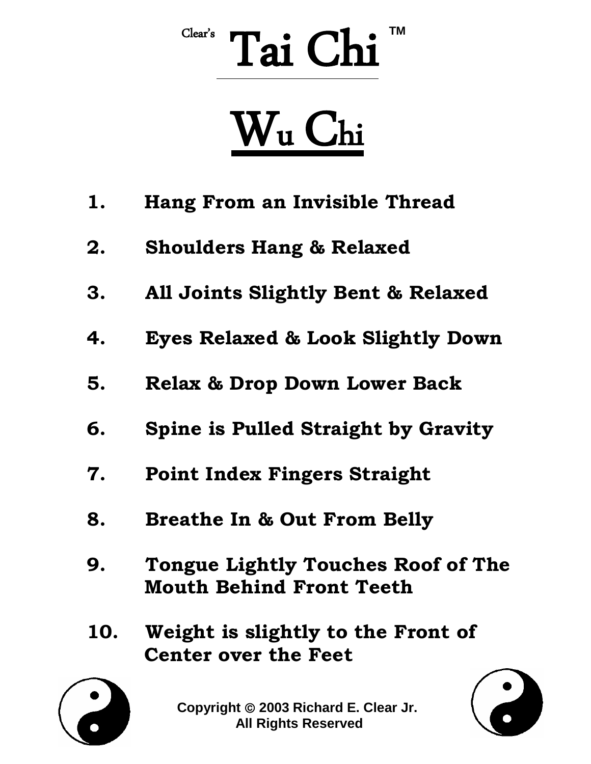Clear's **Tai Chi** ™

# Wu Chi

1. **Hang From an Invisible Thread**
2. **Shoulders Hang & Relaxed**
3. **All Joints Slightly Bent & Relaxed**
4. **Eyes Relaxed & Look Slightly Down**
5. **Relax & Drop Down Lower Back**
6. **Spine is Pulled Straight by Gravity**
7. **Point Index Fingers Straight**
8. **Breathe In & Out From Belly**
9. **Tongue Lightly Touches Roof of The Mouth Behind Front Teeth**
10. **Weight is slightly to the Front of Center over the Feet**

**Copyright © 2003 Richard E. Clear Jr.**
**All Rights Reserved**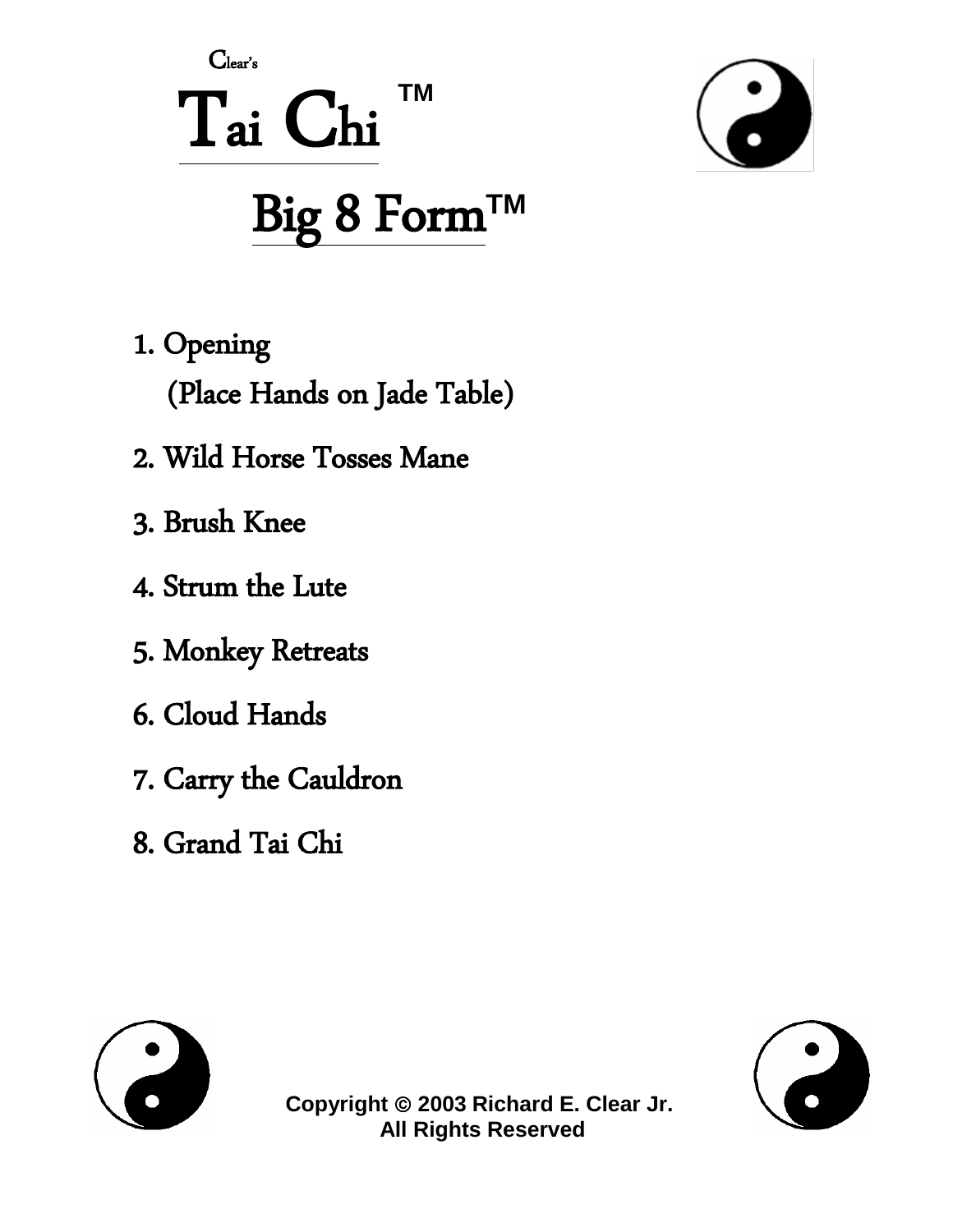Clear's

# Tai Chi ™

## Big 8 Form™

1. Opening
   (Place Hands on Jade Table)
2. Wild Horse Tosses Mane
3. Brush Knee
4. Strum the Lute
5. Monkey Retreats
6. Cloud Hands
7. Carry the Cauldron
8. Grand Tai Chi

**Copyright © 2003 Richard E. Clear Jr.**
**All Rights Reserved**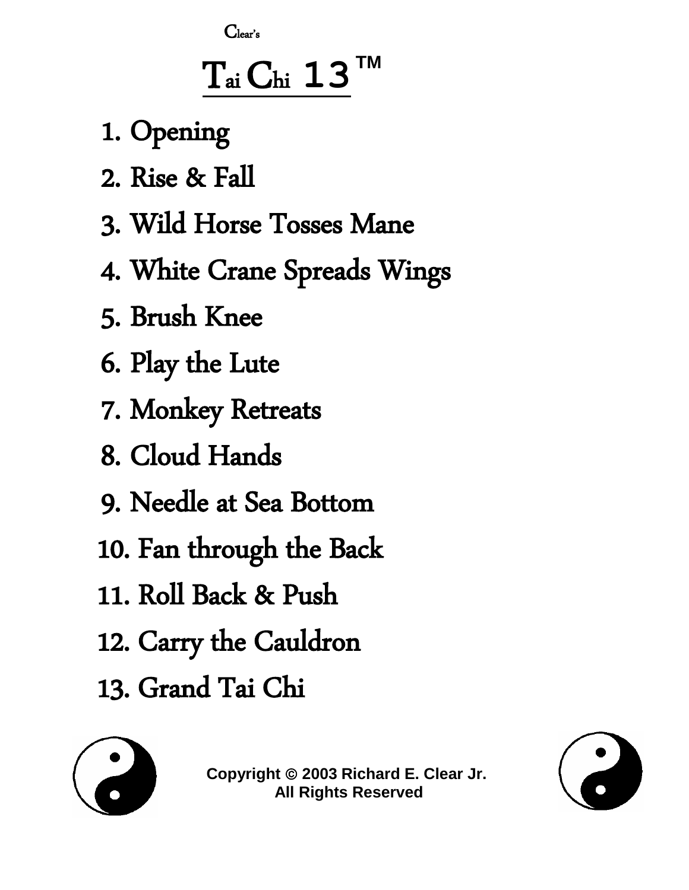Clear's

# Tai Chi 13™

1. Opening
2. Rise & Fall
3. Wild Horse Tosses Mane
4. White Crane Spreads Wings
5. Brush Knee
6. Play the Lute
7. Monkey Retreats
8. Cloud Hands
9. Needle at Sea Bottom
10. Fan through the Back
11. Roll Back & Push
12. Carry the Cauldron
13. Grand Tai Chi

**Copyright © 2003 Richard E. Clear Jr.**
**All Rights Reserved**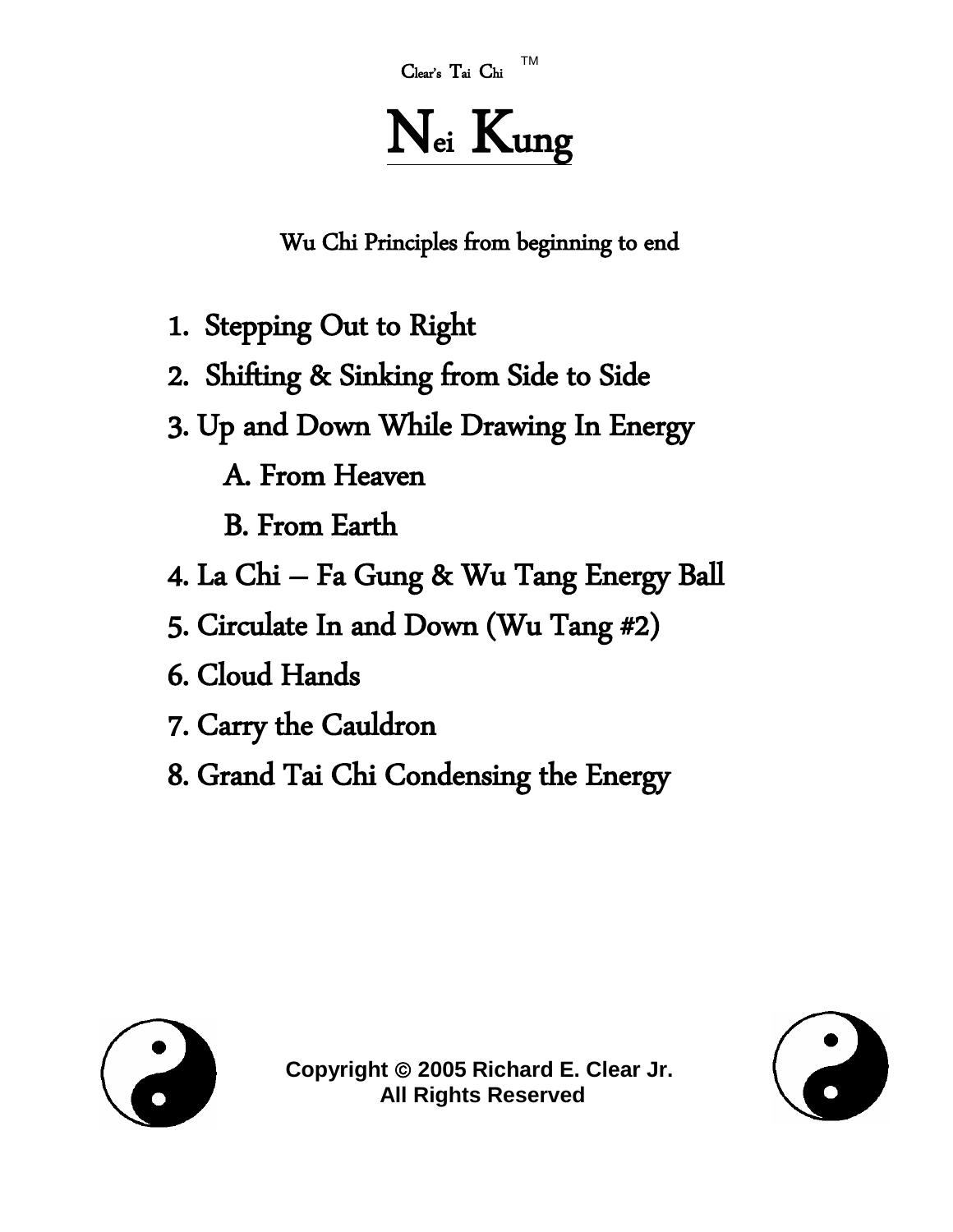Clear's Tai Chi ™

# Nei Kung

Wu Chi Principles from beginning to end

1. Stepping Out to Right
2. Shifting & Sinking from Side to Side
3. Up and Down While Drawing In Energy
   - A. From Heaven
   - B. From Earth
4. La Chi – Fa Gung & Wu Tang Energy Ball
5. Circulate In and Down (Wu Tang #2)
6. Cloud Hands
7. Carry the Cauldron
8. Grand Tai Chi Condensing the Energy

**Copyright © 2005 Richard E. Clear Jr.**
**All Rights Reserved**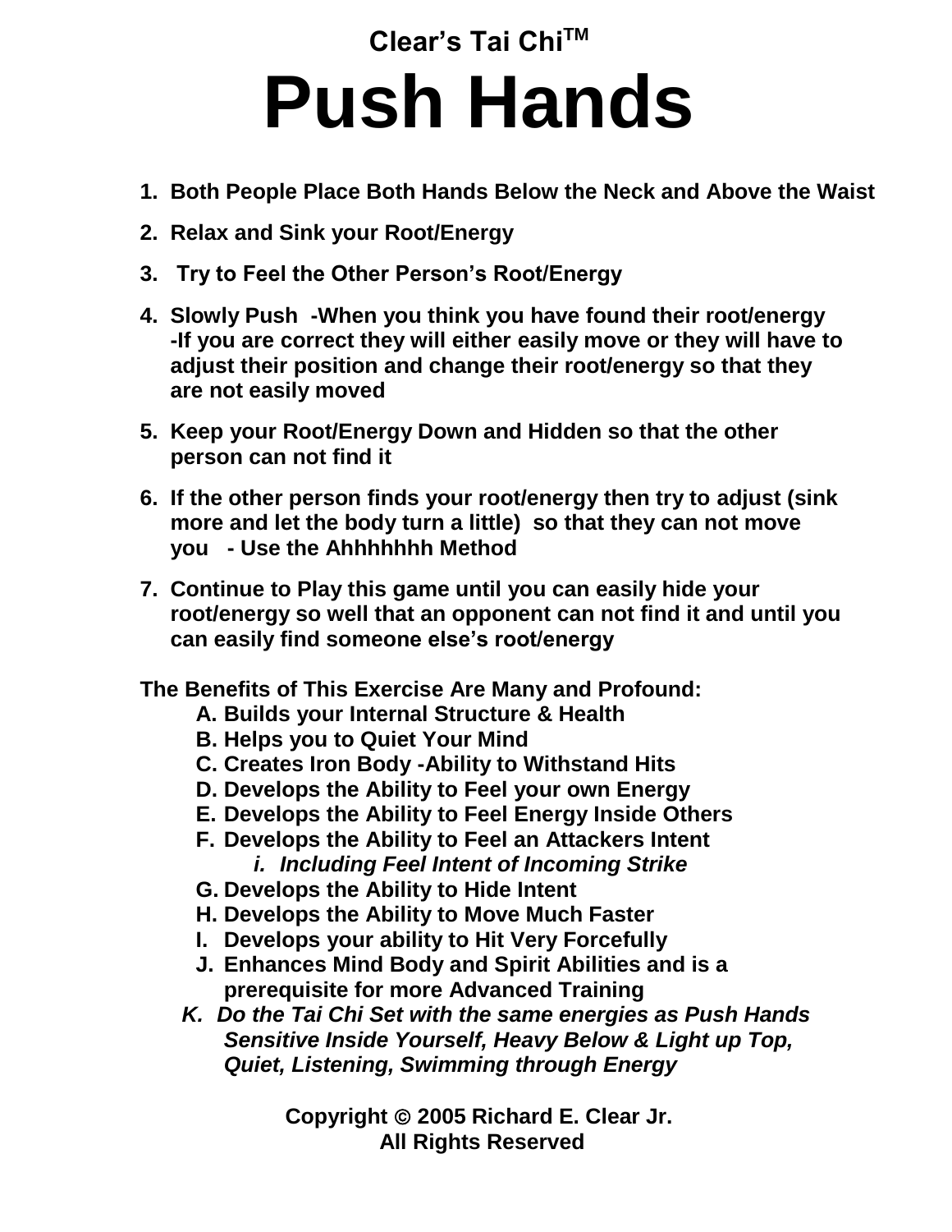# Clear's Tai Chi[TM]

# Push Hands

1. **Both People Place Both Hands Below the Neck and Above the Waist**
2. **Relax and Sink your Root/Energy**
3. **Try to Feel the Other Person's Root/Energy**
4. **Slowly Push -When you think you have found their root/energy -If you are correct they will either easily move or they will have to adjust their position and change their root/energy so that they are not easily moved**
5. **Keep your Root/Energy Down and Hidden so that the other person can not find it**
6. **If the other person finds your root/energy then try to adjust (sink more and let the body turn a little) so that they can not move you - Use the Ahhhhhhh Method**
7. **Continue to Play this game until you can easily hide your root/energy so well that an opponent can not find it and until you can easily find someone else's root/energy**

**The Benefits of This Exercise Are Many and Profound:**

- **A. Builds your Internal Structure & Health**
- **B. Helps you to Quiet Your Mind**
- **C. Creates Iron Body -Ability to Withstand Hits**
- **D. Develops the Ability to Feel your own Energy**
- **E. Develops the Ability to Feel Energy Inside Others**
- **F. Develops the Ability to Feel an Attackers Intent**
  - ***i. Including Feel Intent of Incoming Strike***
- **G. Develops the Ability to Hide Intent**
- **H. Develops the Ability to Move Much Faster**
- **I. Develops your ability to Hit Very Forcefully**
- **J. Enhances Mind Body and Spirit Abilities and is a prerequisite for more Advanced Training**
- ***K. Do the Tai Chi Set with the same energies as Push Hands Sensitive Inside Yourself, Heavy Below & Light up Top, Quiet, Listening, Swimming through Energy***

**Copyright © 2005 Richard E. Clear Jr.**
**All Rights Reserved**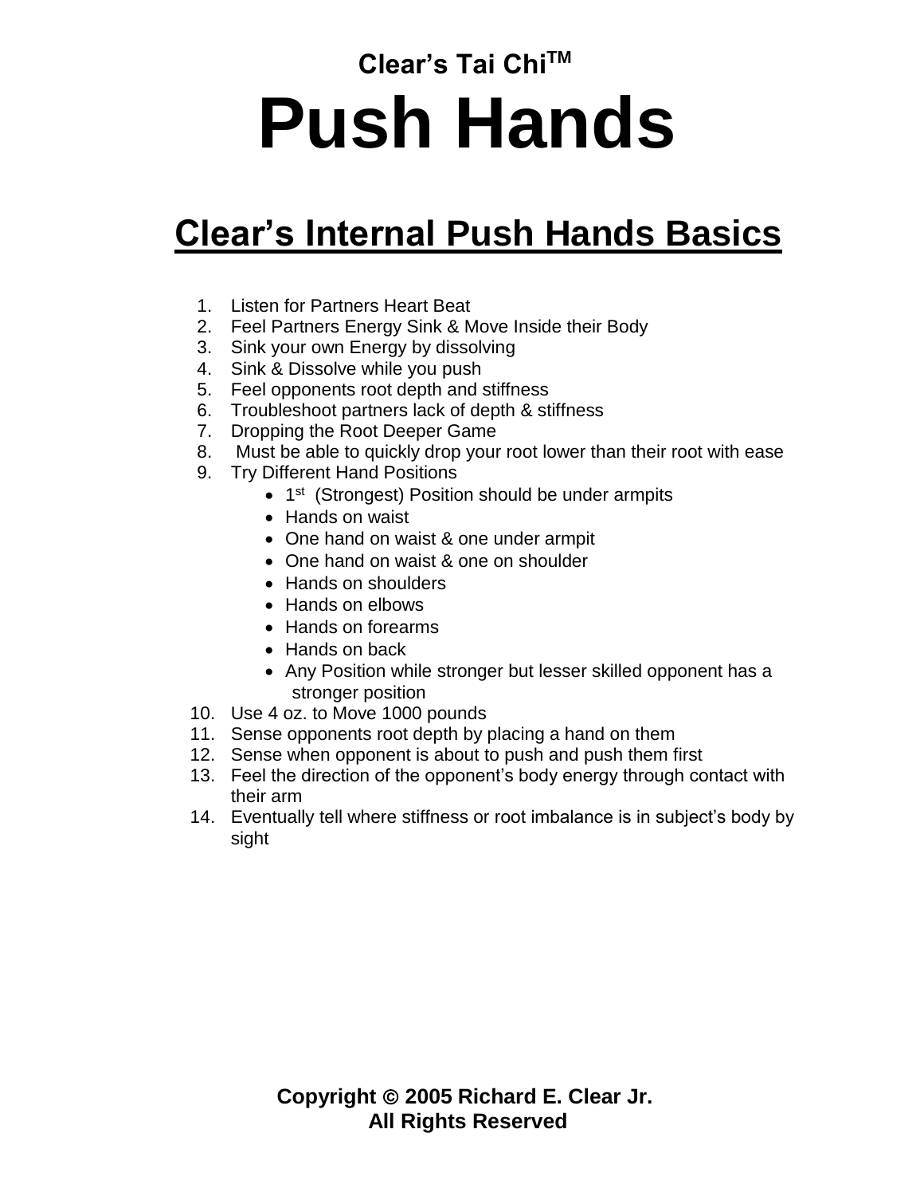Clear's Tai Chi™

# Push Hands

## Clear's Internal Push Hands Basics

1. Listen for Partners Heart Beat
2. Feel Partners Energy Sink & Move Inside their Body
3. Sink your own Energy by dissolving
4. Sink & Dissolve while you push
5. Feel opponents root depth and stiffness
6. Troubleshoot partners lack of depth & stiffness
7. Dropping the Root Deeper Game
8. Must be able to quickly drop your root lower than their root with ease
9. Try Different Hand Positions
   - 1st (Strongest) Position should be under armpits
   - Hands on waist
   - One hand on waist & one under armpit
   - One hand on waist & one on shoulder
   - Hands on shoulders
   - Hands on elbows
   - Hands on forearms
   - Hands on back
   - Any Position while stronger but lesser skilled opponent has a stronger position
10. Use 4 oz. to Move 1000 pounds
11. Sense opponents root depth by placing a hand on them
12. Sense when opponent is about to push and push them first
13. Feel the direction of the opponent's body energy through contact with their arm
14. Eventually tell where stiffness or root imbalance is in subject's body by sight

**Copyright © 2005 Richard E. Clear Jr.**
**All Rights Reserved**